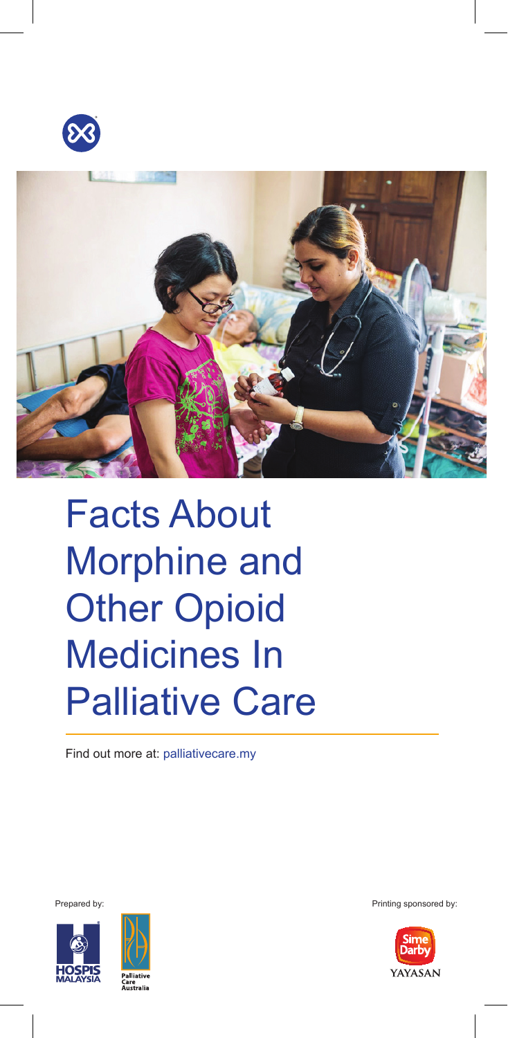# Facts About Morphine and Other Opioid Medicines In Palliative Care

Find out more at: palliativecare.my

Prepared by:

HOSPIS MALAYSIA

Palliative Care Australia

Printing sponsored by:

Sime Darby YAYASAN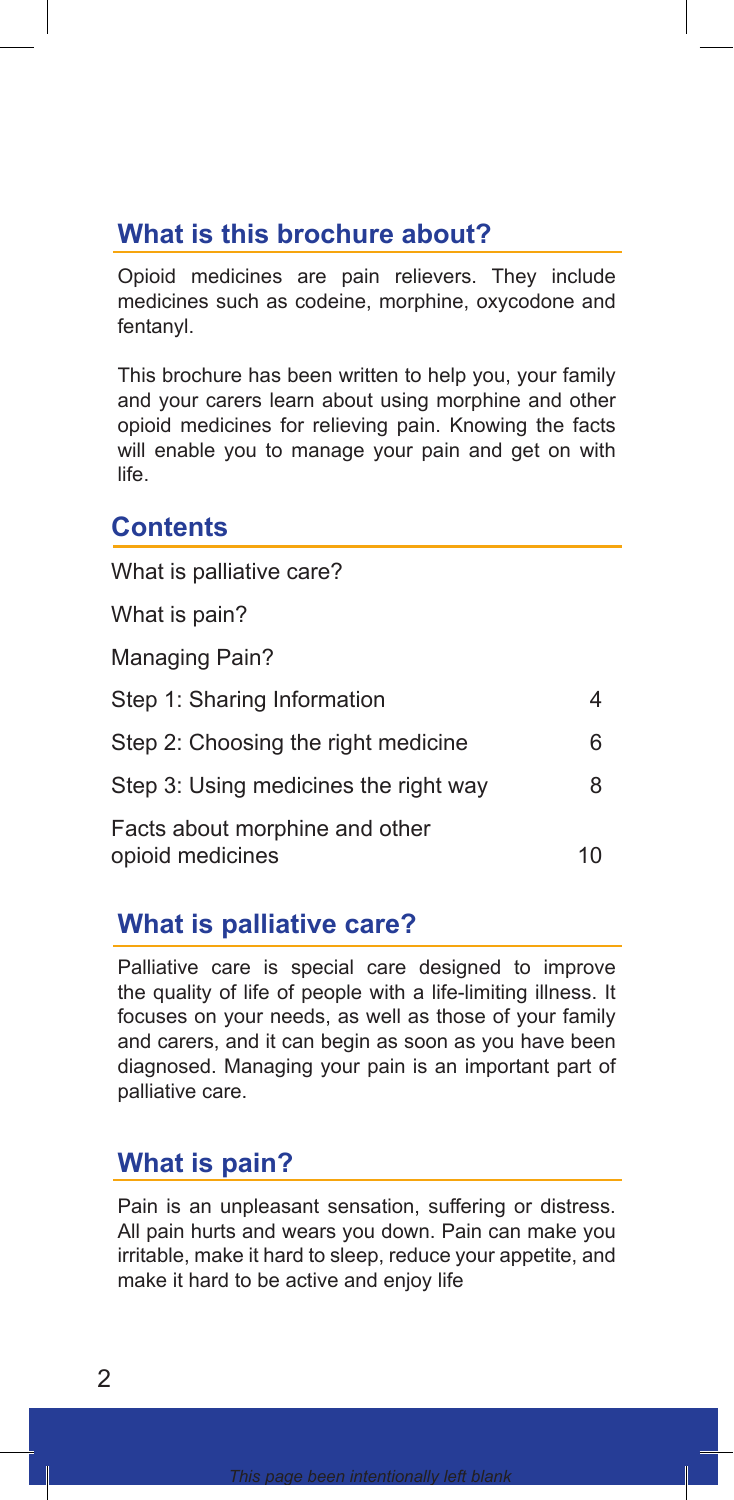## What is this brochure about?

Opioid medicines are pain relievers. They include medicines such as codeine, morphine, oxycodone and fentanyl.

This brochure has been written to help you, your family and your carers learn about using morphine and other opioid medicines for relieving pain. Knowing the facts will enable you to manage your pain and get on with life.

## Contents

| | |
|---|---|
| What is palliative care? | |
| What is pain? | |
| Managing Pain? | |
| Step 1: Sharing Information | 4 |
| Step 2: Choosing the right medicine | 6 |
| Step 3: Using medicines the right way | 8 |
| Facts about morphine and other opioid medicines | 10 |

## What is palliative care?

Palliative care is special care designed to improve the quality of life of people with a life-limiting illness. It focuses on your needs, as well as those of your family and carers, and it can begin as soon as you have been diagnosed. Managing your pain is an important part of palliative care.

## What is pain?

Pain is an unpleasant sensation, suffering or distress. All pain hurts and wears you down. Pain can make you irritable, make it hard to sleep, reduce your appetite, and make it hard to be active and enjoy life

*This page been intentionally left blank*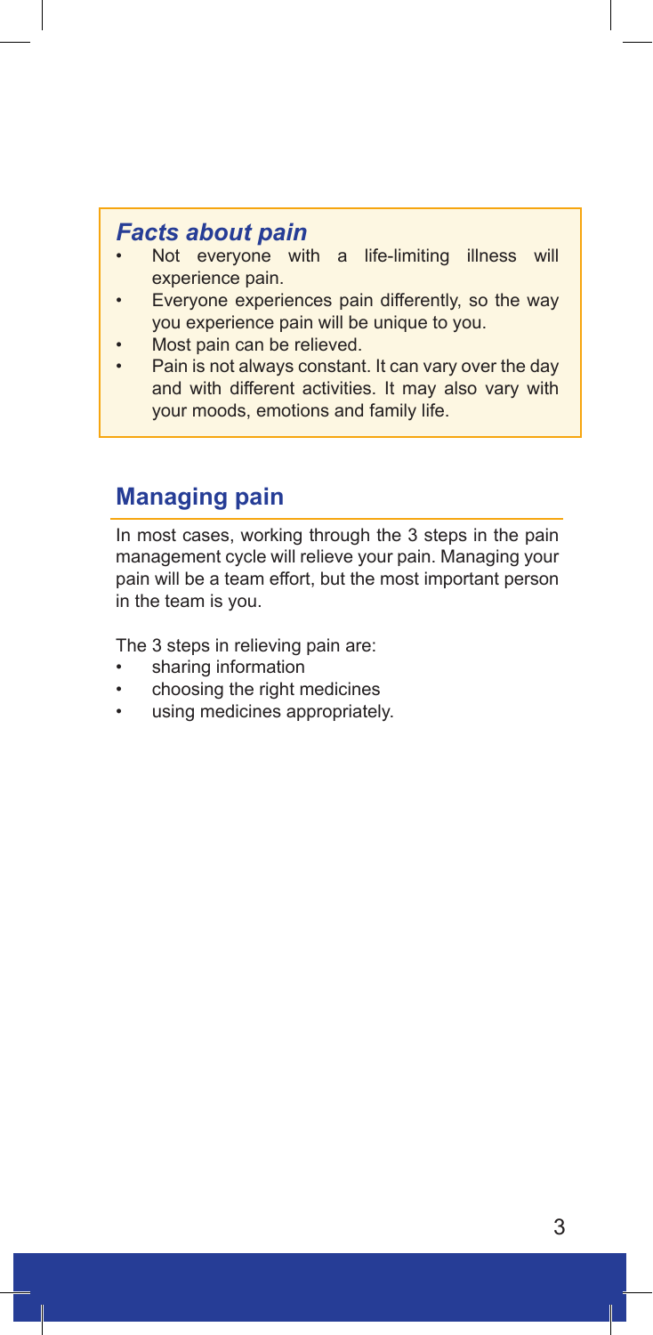### *Facts about pain*

- Not everyone with a life-limiting illness will experience pain.
- Everyone experiences pain differently, so the way you experience pain will be unique to you.
- Most pain can be relieved.
- Pain is not always constant. It can vary over the day and with different activities. It may also vary with your moods, emotions and family life.

## Managing pain

In most cases, working through the 3 steps in the pain management cycle will relieve your pain. Managing your pain will be a team effort, but the most important person in the team is you.

The 3 steps in relieving pain are:

- sharing information
- choosing the right medicines
- using medicines appropriately.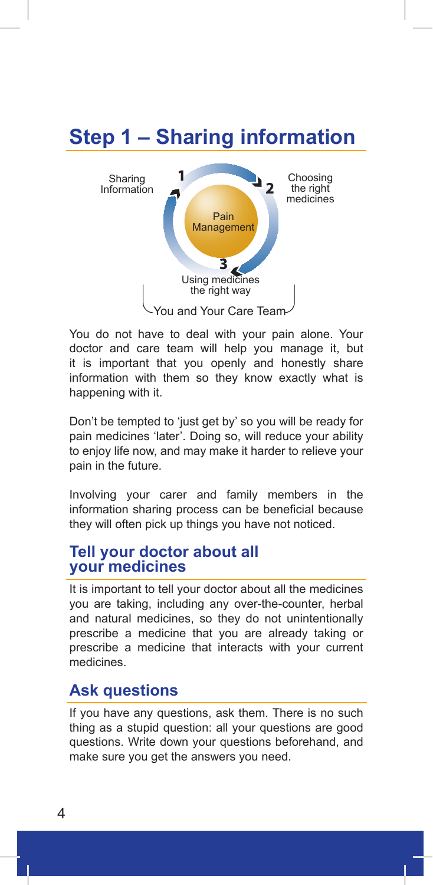# Step 1 – Sharing information

Sharing Information

1

2

Choosing the right medicines

Pain Management

3

Using medicines the right way

You and Your Care Team

You do not have to deal with your pain alone. Your doctor and care team will help you manage it, but it is important that you openly and honestly share information with them so they know exactly what is happening with it.

Don't be tempted to 'just get by' so you will be ready for pain medicines 'later'. Doing so, will reduce your ability to enjoy life now, and may make it harder to relieve your pain in the future.

Involving your carer and family members in the information sharing process can be beneficial because they will often pick up things you have not noticed.

## Tell your doctor about all your medicines

It is important to tell your doctor about all the medicines you are taking, including any over-the-counter, herbal and natural medicines, so they do not unintentionally prescribe a medicine that you are already taking or prescribe a medicine that interacts with your current medicines.

## Ask questions

If you have any questions, ask them. There is no such thing as a stupid question: all your questions are good questions. Write down your questions beforehand, and make sure you get the answers you need.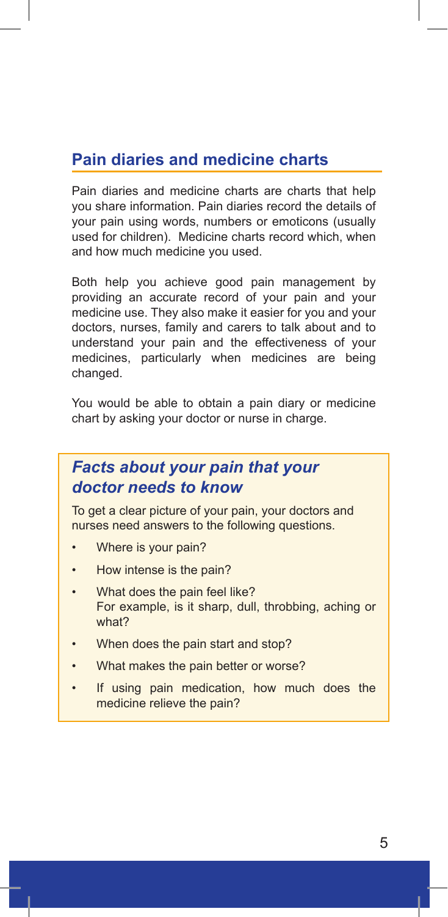## Pain diaries and medicine charts

Pain diaries and medicine charts are charts that help you share information. Pain diaries record the details of your pain using words, numbers or emoticons (usually used for children). Medicine charts record which, when and how much medicine you used.

Both help you achieve good pain management by providing an accurate record of your pain and your medicine use. They also make it easier for you and your doctors, nurses, family and carers to talk about and to understand your pain and the effectiveness of your medicines, particularly when medicines are being changed.

You would be able to obtain a pain diary or medicine chart by asking your doctor or nurse in charge.

### *Facts about your pain that your doctor needs to know*

To get a clear picture of your pain, your doctors and nurses need answers to the following questions.

- Where is your pain?
- How intense is the pain?
- What does the pain feel like?
  For example, is it sharp, dull, throbbing, aching or what?
- When does the pain start and stop?
- What makes the pain better or worse?
- If using pain medication, how much does the medicine relieve the pain?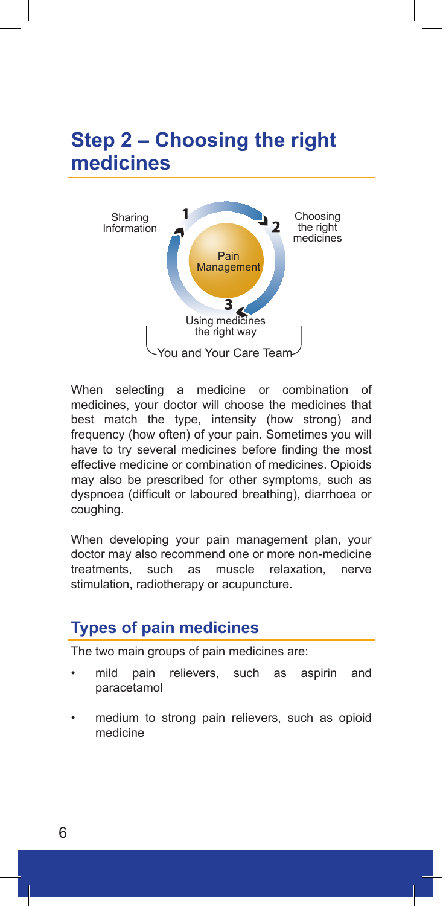## Step 2 – Choosing the right medicines

Sharing Information

1

2

Choosing the right medicines

Pain Management

3

Using medicines the right way

You and Your Care Team

When selecting a medicine or combination of medicines, your doctor will choose the medicines that best match the type, intensity (how strong) and frequency (how often) of your pain. Sometimes you will have to try several medicines before finding the most effective medicine or combination of medicines. Opioids may also be prescribed for other symptoms, such as dyspnoea (difficult or laboured breathing), diarrhoea or coughing.

When developing your pain management plan, your doctor may also recommend one or more non-medicine treatments, such as muscle relaxation, nerve stimulation, radiotherapy or acupuncture.

### Types of pain medicines

The two main groups of pain medicines are:

- mild pain relievers, such as aspirin and paracetamol
- medium to strong pain relievers, such as opioid medicine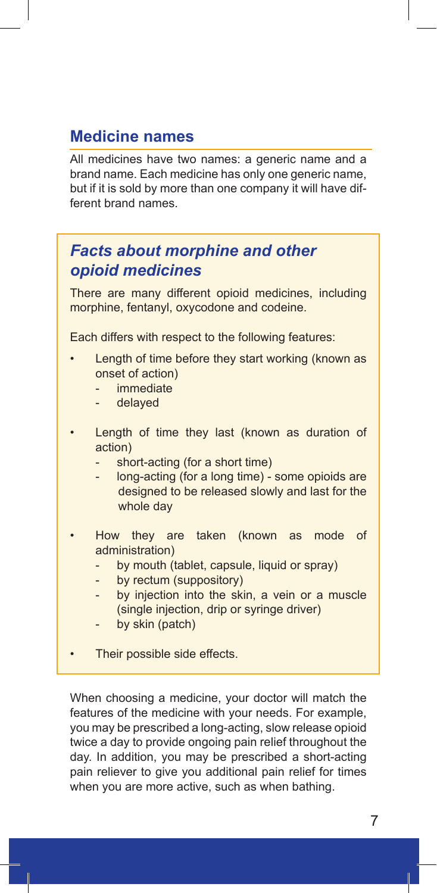## Medicine names

All medicines have two names: a generic name and a brand name. Each medicine has only one generic name, but if it is sold by more than one company it will have different brand names.

### *Facts about morphine and other opioid medicines*

There are many different opioid medicines, including morphine, fentanyl, oxycodone and codeine.

Each differs with respect to the following features:

- Length of time before they start working (known as onset of action)
  - immediate
  - delayed
- Length of time they last (known as duration of action)
  - short-acting (for a short time)
  - long-acting (for a long time) - some opioids are designed to be released slowly and last for the whole day
- How they are taken (known as mode of administration)
  - by mouth (tablet, capsule, liquid or spray)
  - by rectum (suppository)
  - by injection into the skin, a vein or a muscle (single injection, drip or syringe driver)
  - by skin (patch)
- Their possible side effects.

When choosing a medicine, your doctor will match the features of the medicine with your needs. For example, you may be prescribed a long-acting, slow release opioid twice a day to provide ongoing pain relief throughout the day. In addition, you may be prescribed a short-acting pain reliever to give you additional pain relief for times when you are more active, such as when bathing.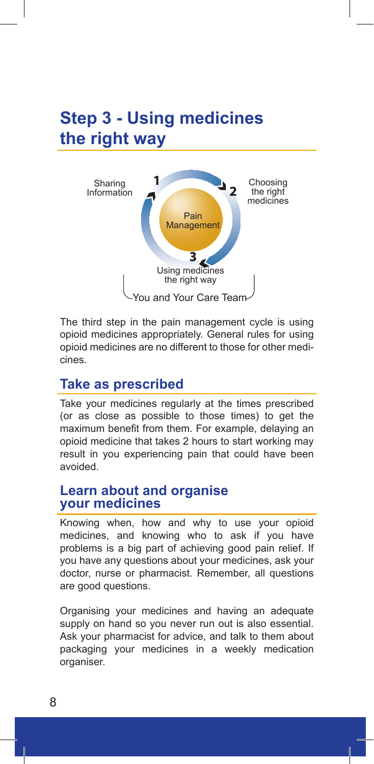# Step 3 - Using medicines the right way

Sharing Information

1

2

Choosing the right medicines

Pain Management

3

Using medicines the right way

You and Your Care Team

The third step in the pain management cycle is using opioid medicines appropriately. General rules for using opioid medicines are no different to those for other medicines.

## Take as prescribed

Take your medicines regularly at the times prescribed (or as close as possible to those times) to get the maximum benefit from them. For example, delaying an opioid medicine that takes 2 hours to start working may result in you experiencing pain that could have been avoided.

## Learn about and organise your medicines

Knowing when, how and why to use your opioid medicines, and knowing who to ask if you have problems is a big part of achieving good pain relief. If you have any questions about your medicines, ask your doctor, nurse or pharmacist. Remember, all questions are good questions.

Organising your medicines and having an adequate supply on hand so you never run out is also essential. Ask your pharmacist for advice, and talk to them about packaging your medicines in a weekly medication organiser.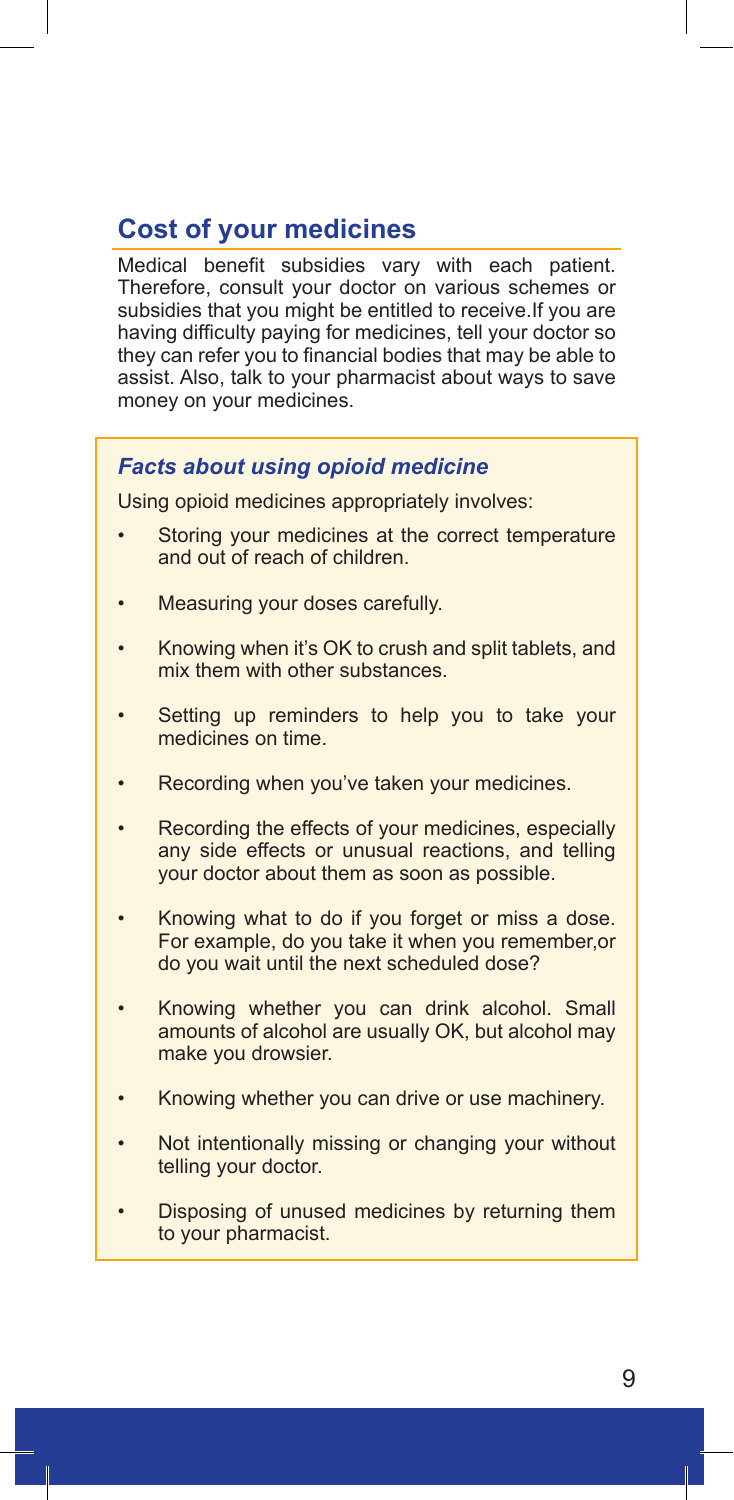## Cost of your medicines

Medical benefit subsidies vary with each patient. Therefore, consult your doctor on various schemes or subsidies that you might be entitled to receive.If you are having difficulty paying for medicines, tell your doctor so they can refer you to financial bodies that may be able to assist. Also, talk to your pharmacist about ways to save money on your medicines.

### *Facts about using opioid medicine*

Using opioid medicines appropriately involves:

- Storing your medicines at the correct temperature and out of reach of children.
- Measuring your doses carefully.
- Knowing when it's OK to crush and split tablets, and mix them with other substances.
- Setting up reminders to help you to take your medicines on time.
- Recording when you've taken your medicines.
- Recording the effects of your medicines, especially any side effects or unusual reactions, and telling your doctor about them as soon as possible.
- Knowing what to do if you forget or miss a dose. For example, do you take it when you remember,or do you wait until the next scheduled dose?
- Knowing whether you can drink alcohol. Small amounts of alcohol are usually OK, but alcohol may make you drowsier.
- Knowing whether you can drive or use machinery.
- Not intentionally missing or changing your without telling your doctor.
- Disposing of unused medicines by returning them to your pharmacist.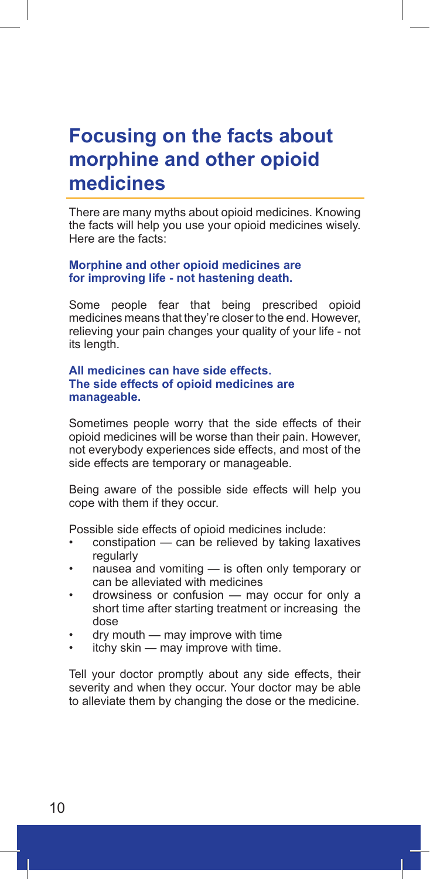# Focusing on the facts about morphine and other opioid medicines

There are many myths about opioid medicines. Knowing the facts will help you use your opioid medicines wisely. Here are the facts:

### Morphine and other opioid medicines are for improving life - not hastening death.

Some people fear that being prescribed opioid medicines means that they're closer to the end. However, relieving your pain changes your quality of your life - not its length.

### All medicines can have side effects. The side effects of opioid medicines are manageable.

Sometimes people worry that the side effects of their opioid medicines will be worse than their pain. However, not everybody experiences side effects, and most of the side effects are temporary or manageable.

Being aware of the possible side effects will help you cope with them if they occur.

Possible side effects of opioid medicines include:

- constipation — can be relieved by taking laxatives regularly
- nausea and vomiting — is often only temporary or can be alleviated with medicines
- drowsiness or confusion — may occur for only a short time after starting treatment or increasing the dose
- dry mouth — may improve with time
- itchy skin — may improve with time.

Tell your doctor promptly about any side effects, their severity and when they occur. Your doctor may be able to alleviate them by changing the dose or the medicine.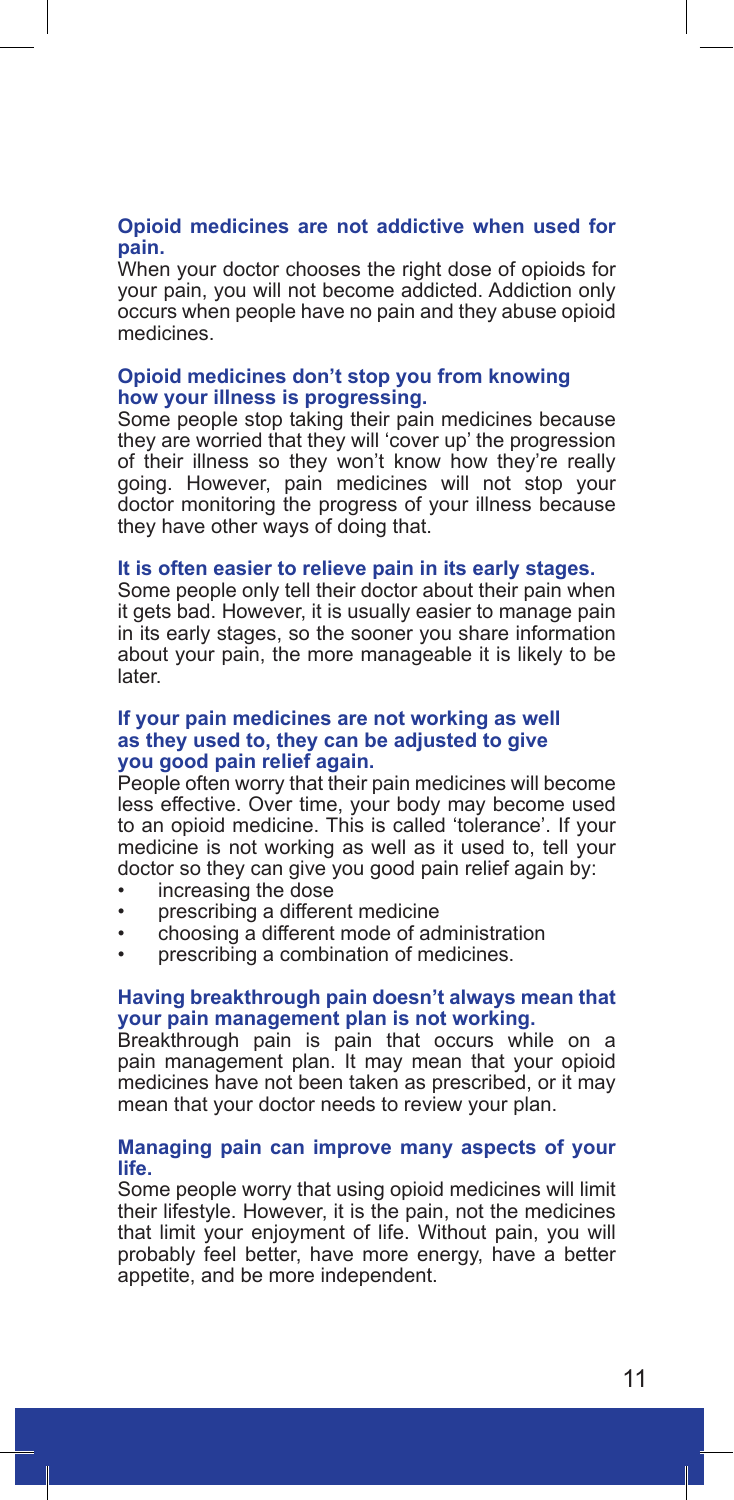### Opioid medicines are not addictive when used for pain.

When your doctor chooses the right dose of opioids for your pain, you will not become addicted. Addiction only occurs when people have no pain and they abuse opioid medicines.

### Opioid medicines don't stop you from knowing how your illness is progressing.

Some people stop taking their pain medicines because they are worried that they will 'cover up' the progression of their illness so they won't know how they're really going. However, pain medicines will not stop your doctor monitoring the progress of your illness because they have other ways of doing that.

### It is often easier to relieve pain in its early stages.

Some people only tell their doctor about their pain when it gets bad. However, it is usually easier to manage pain in its early stages, so the sooner you share information about your pain, the more manageable it is likely to be later.

### If your pain medicines are not working as well as they used to, they can be adjusted to give you good pain relief again.

People often worry that their pain medicines will become less effective. Over time, your body may become used to an opioid medicine. This is called 'tolerance'. If your medicine is not working as well as it used to, tell your doctor so they can give you good pain relief again by:

- increasing the dose
- prescribing a different medicine
- choosing a different mode of administration
- prescribing a combination of medicines.

### Having breakthrough pain doesn't always mean that your pain management plan is not working.

Breakthrough pain is pain that occurs while on a pain management plan. It may mean that your opioid medicines have not been taken as prescribed, or it may mean that your doctor needs to review your plan.

### Managing pain can improve many aspects of your life.

Some people worry that using opioid medicines will limit their lifestyle. However, it is the pain, not the medicines that limit your enjoyment of life. Without pain, you will probably feel better, have more energy, have a better appetite, and be more independent.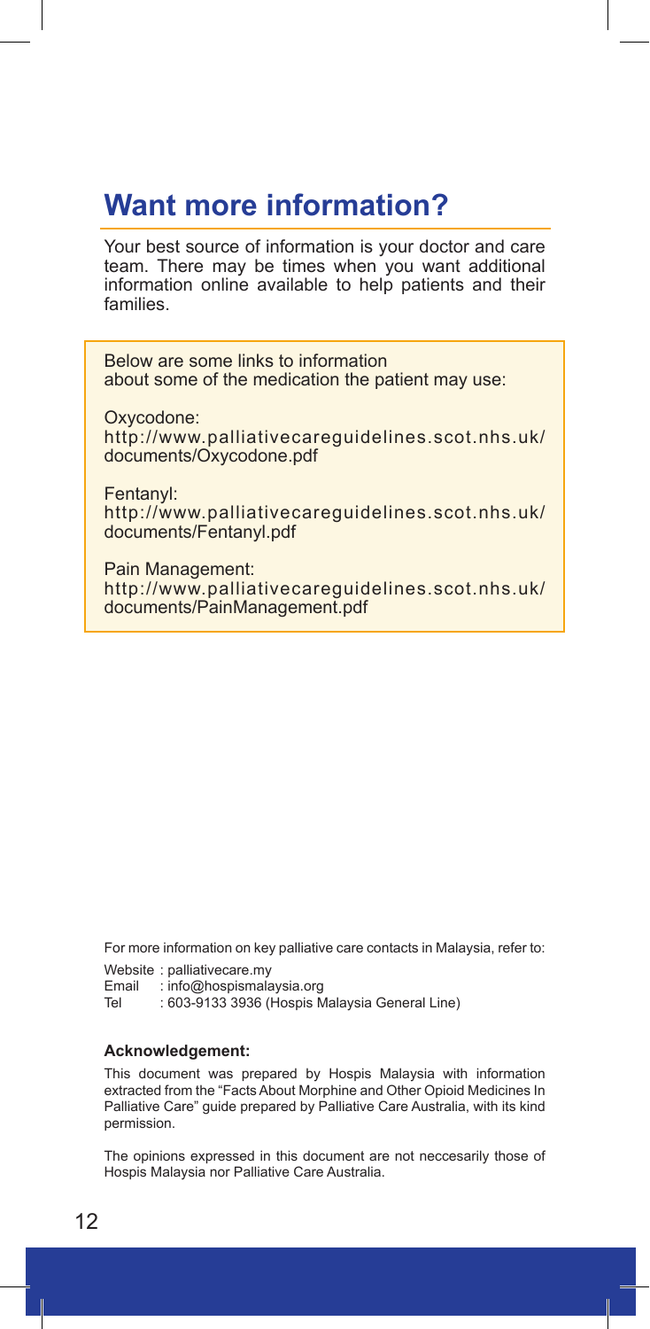## Want more information?

Your best source of information is your doctor and care team. There may be times when you want additional information online available to help patients and their families.

Below are some links to information about some of the medication the patient may use:

Oxycodone:
http://www.palliativecareguidelines.scot.nhs.uk/documents/Oxycodone.pdf

Fentanyl:
http://www.palliativecareguidelines.scot.nhs.uk/documents/Fentanyl.pdf

Pain Management:
http://www.palliativecareguidelines.scot.nhs.uk/documents/PainManagement.pdf

For more information on key palliative care contacts in Malaysia, refer to:

Website : palliativecare.my
Email : info@hospismalaysia.org
Tel : 603-9133 3936 (Hospis Malaysia General Line)

**Acknowledgement:**

This document was prepared by Hospis Malaysia with information extracted from the "Facts About Morphine and Other Opioid Medicines In Palliative Care" guide prepared by Palliative Care Australia, with its kind permission.

The opinions expressed in this document are not neccesarily those of Hospis Malaysia nor Palliative Care Australia.